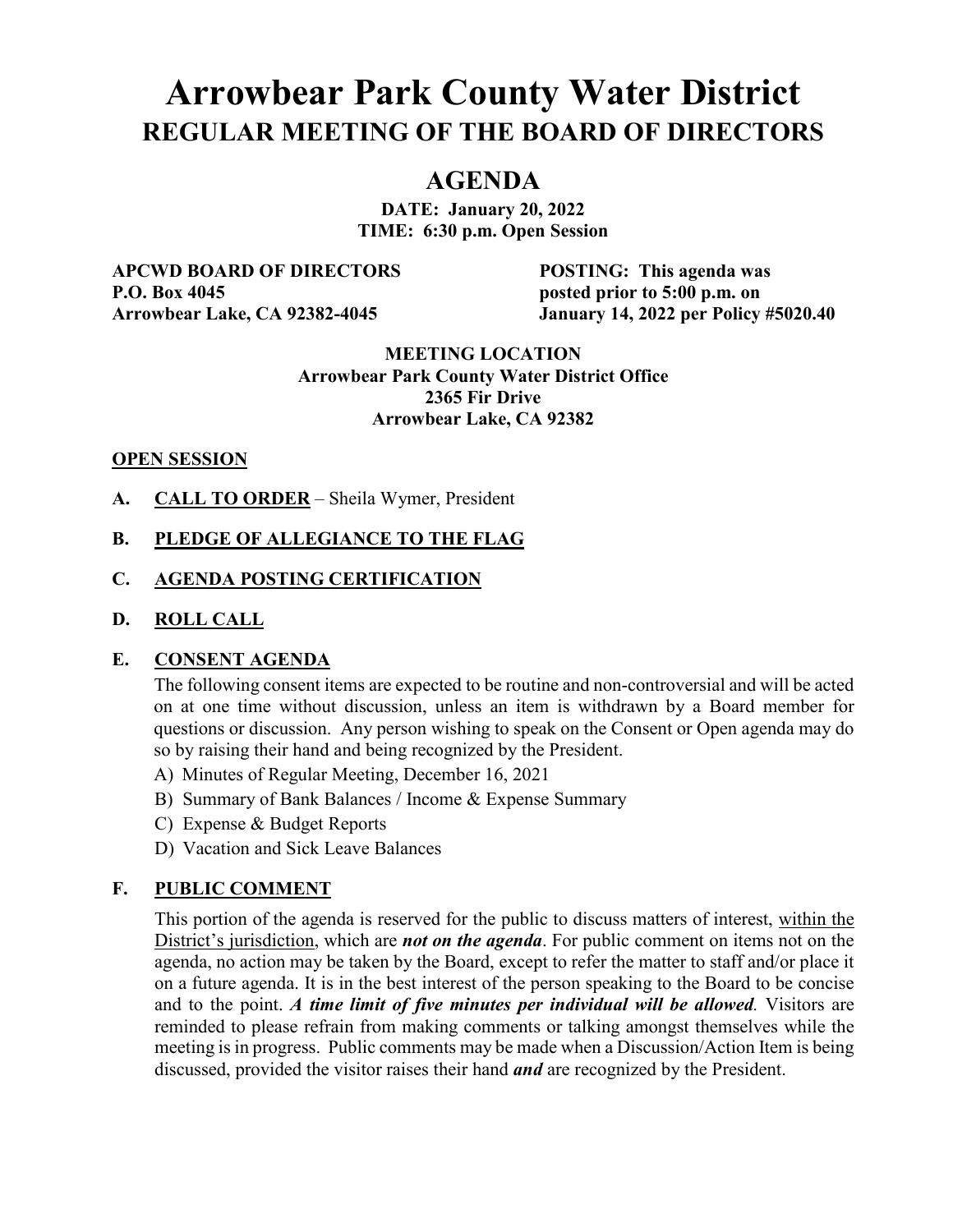# Arrowbear Park County Water District

## REGULAR MEETING OF THE BOARD OF DIRECTORS

## AGENDA

**DATE: January 20, 2022**
**TIME: 6:30 p.m. Open Session**

**APCWD BOARD OF DIRECTORS**
**P.O. Box 4045**
**Arrowbear Lake, CA 92382-4045**

**POSTING: This agenda was posted prior to 5:00 p.m. on January 14, 2022 per Policy #5020.40**

**MEETING LOCATION**
**Arrowbear Park County Water District Office**
**2365 Fir Drive**
**Arrowbear Lake, CA 92382**

**OPEN SESSION**

**A. CALL TO ORDER** – Sheila Wymer, President

**B. PLEDGE OF ALLEGIANCE TO THE FLAG**

**C. AGENDA POSTING CERTIFICATION**

**D. ROLL CALL**

**E. CONSENT AGENDA**

The following consent items are expected to be routine and non-controversial and will be acted on at one time without discussion, unless an item is withdrawn by a Board member for questions or discussion. Any person wishing to speak on the Consent or Open agenda may do so by raising their hand and being recognized by the President.

A) Minutes of Regular Meeting, December 16, 2021
B) Summary of Bank Balances / Income & Expense Summary
C) Expense & Budget Reports
D) Vacation and Sick Leave Balances

**F. PUBLIC COMMENT**

This portion of the agenda is reserved for the public to discuss matters of interest, within the District's jurisdiction, which are ***not on the agenda***. For public comment on items not on the agenda, no action may be taken by the Board, except to refer the matter to staff and/or place it on a future agenda. It is in the best interest of the person speaking to the Board to be concise and to the point. ***A time limit of five minutes per individual will be allowed***. Visitors are reminded to please refrain from making comments or talking amongst themselves while the meeting is in progress. Public comments may be made when a Discussion/Action Item is being discussed, provided the visitor raises their hand ***and*** are recognized by the President.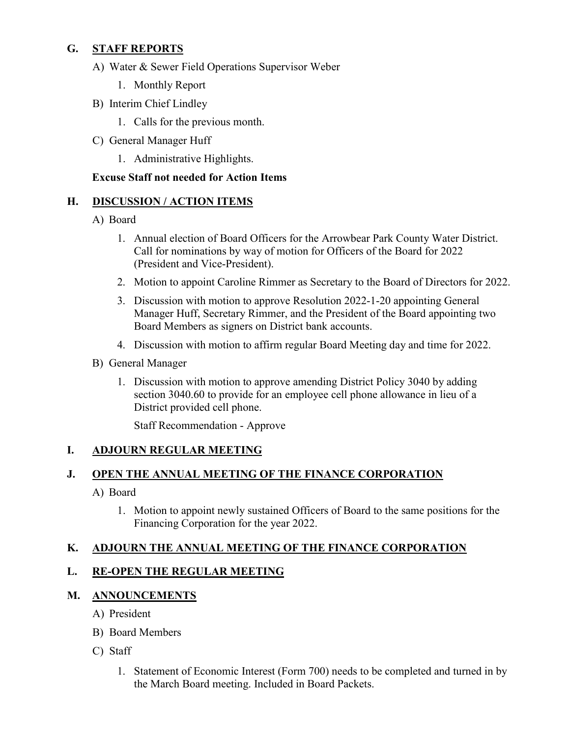## G. STAFF REPORTS

A) Water & Sewer Field Operations Supervisor Weber

1. Monthly Report

B) Interim Chief Lindley

1. Calls for the previous month.

C) General Manager Huff

1. Administrative Highlights.

**Excuse Staff not needed for Action Items**

## H. DISCUSSION / ACTION ITEMS

A) Board

1. Annual election of Board Officers for the Arrowbear Park County Water District. Call for nominations by way of motion for Officers of the Board for 2022 (President and Vice-President).
2. Motion to appoint Caroline Rimmer as Secretary to the Board of Directors for 2022.
3. Discussion with motion to approve Resolution 2022-1-20 appointing General Manager Huff, Secretary Rimmer, and the President of the Board appointing two Board Members as signers on District bank accounts.
4. Discussion with motion to affirm regular Board Meeting day and time for 2022.

B) General Manager

1. Discussion with motion to approve amending District Policy 3040 by adding section 3040.60 to provide for an employee cell phone allowance in lieu of a District provided cell phone.

   Staff Recommendation - Approve

## I. ADJOURN REGULAR MEETING

## J. OPEN THE ANNUAL MEETING OF THE FINANCE CORPORATION

A) Board

1. Motion to appoint newly sustained Officers of Board to the same positions for the Financing Corporation for the year 2022.

## K. ADJOURN THE ANNUAL MEETING OF THE FINANCE CORPORATION

## L. RE-OPEN THE REGULAR MEETING

## M. ANNOUNCEMENTS

A) President

B) Board Members

C) Staff

1. Statement of Economic Interest (Form 700) needs to be completed and turned in by the March Board meeting. Included in Board Packets.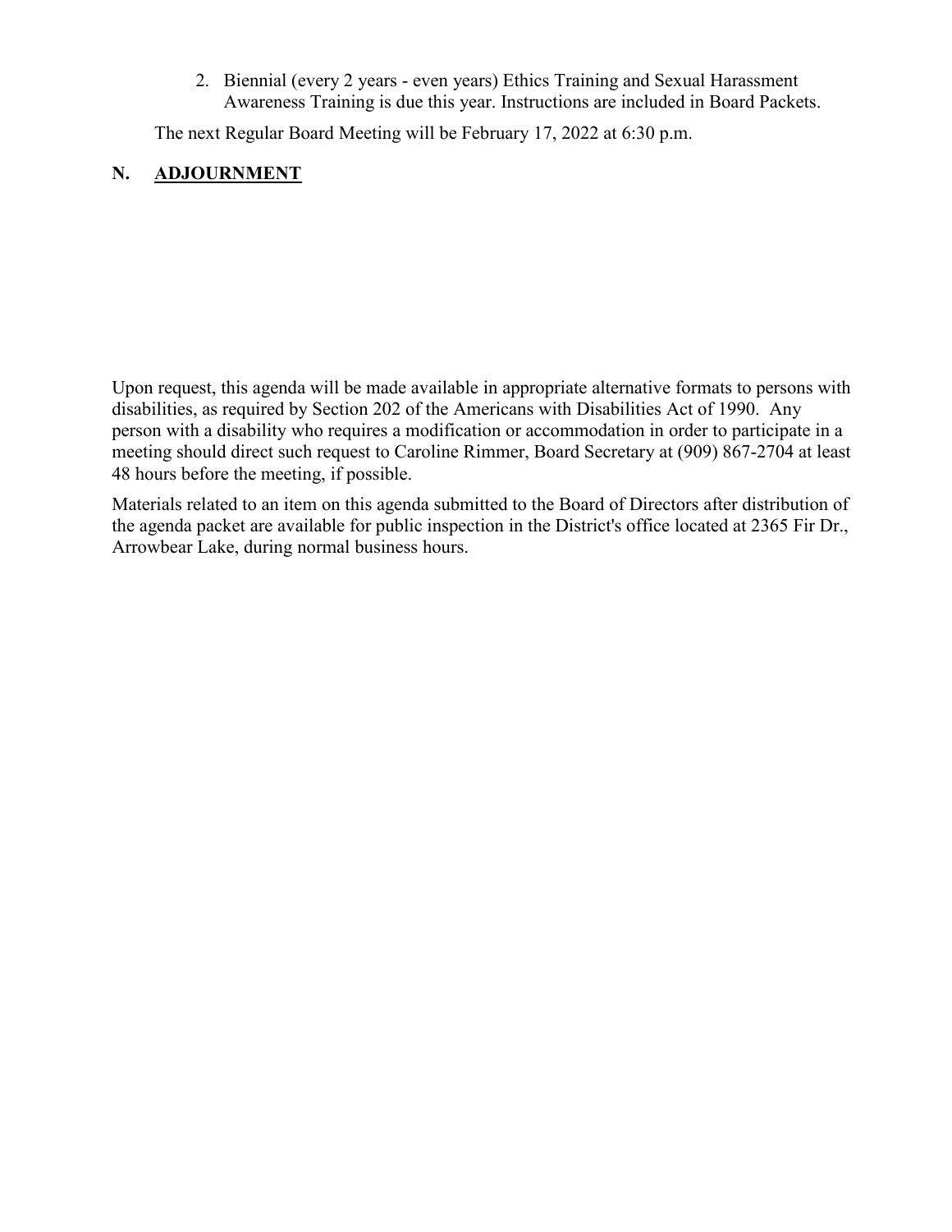2. Biennial (every 2 years - even years) Ethics Training and Sexual Harassment Awareness Training is due this year. Instructions are included in Board Packets.

The next Regular Board Meeting will be February 17, 2022 at 6:30 p.m.

## N. ADJOURNMENT

Upon request, this agenda will be made available in appropriate alternative formats to persons with disabilities, as required by Section 202 of the Americans with Disabilities Act of 1990. Any person with a disability who requires a modification or accommodation in order to participate in a meeting should direct such request to Caroline Rimmer, Board Secretary at (909) 867-2704 at least 48 hours before the meeting, if possible.

Materials related to an item on this agenda submitted to the Board of Directors after distribution of the agenda packet are available for public inspection in the District's office located at 2365 Fir Dr., Arrowbear Lake, during normal business hours.